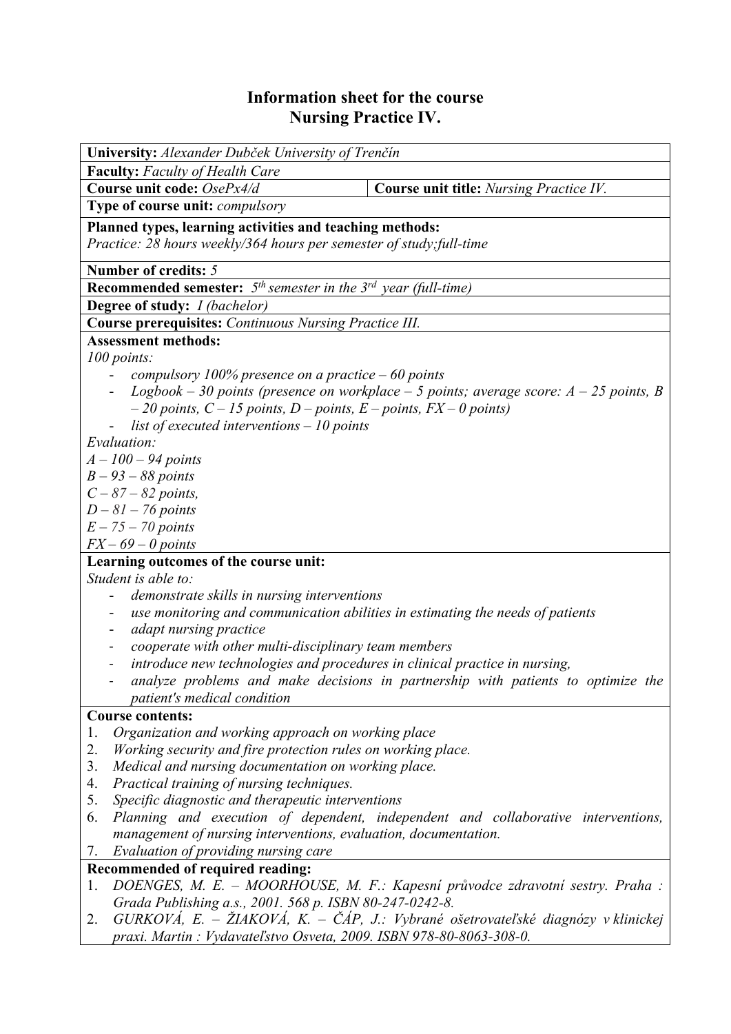# Information sheet for the course
# Nursing Practice IV.

**University:** *Alexander Dubček University of Trenčín*

**Faculty:** *Faculty of Health Care*

**Course unit code:** *OsePx4/d* | **Course unit title:** *Nursing Practice IV.*

**Type of course unit:** *compulsory*

**Planned types, learning activities and teaching methods:**
*Practice: 28 hours weekly/364 hours per semester of study;full-time*

**Number of credits:** *5*

**Recommended semester:** *5th semester in the 3rd year (full-time)*

**Degree of study:** *I (bachelor)*

**Course prerequisites:** *Continuous Nursing Practice III.*

**Assessment methods:**
*100 points:*

- *compulsory 100% presence on a practice – 60 points*
- *Logbook – 30 points (presence on workplace – 5 points; average score: A – 25 points, B – 20 points, C – 15 points, D – points, E – points, FX – 0 points)*
- *list of executed interventions – 10 points*

*Evaluation:*
*A – 100 – 94 points*
*B – 93 – 88 points*
*C – 87 – 82 points,*
*D – 81 – 76 points*
*E – 75 – 70 points*
*FX – 69 – 0 points*

**Learning outcomes of the course unit:**
*Student is able to:*

- *demonstrate skills in nursing interventions*
- *use monitoring and communication abilities in estimating the needs of patients*
- *adapt nursing practice*
- *cooperate with other multi-disciplinary team members*
- *introduce new technologies and procedures in clinical practice in nursing,*
- *analyze problems and make decisions in partnership with patients to optimize the patient's medical condition*

**Course contents:**

1. *Organization and working approach on working place*
2. *Working security and fire protection rules on working place.*
3. *Medical and nursing documentation on working place.*
4. *Practical training of nursing techniques.*
5. *Specific diagnostic and therapeutic interventions*
6. *Planning and execution of dependent, independent and collaborative interventions, management of nursing interventions, evaluation, documentation.*
7. *Evaluation of providing nursing care*

**Recommended of required reading:**

1. *DOENGES, M. E. – MOORHOUSE, M. F.: Kapesní průvodce zdravotní sestry. Praha : Grada Publishing a.s., 2001. 568 p. ISBN 80-247-0242-8.*
2. *GURKOVÁ, E. – ŽIAKOVÁ, K. – ČÁP, J.: Vybrané ošetrovateľské diagnózy v klinickej praxi. Martin : Vydavateľstvo Osveta, 2009. ISBN 978-80-8063-308-0.*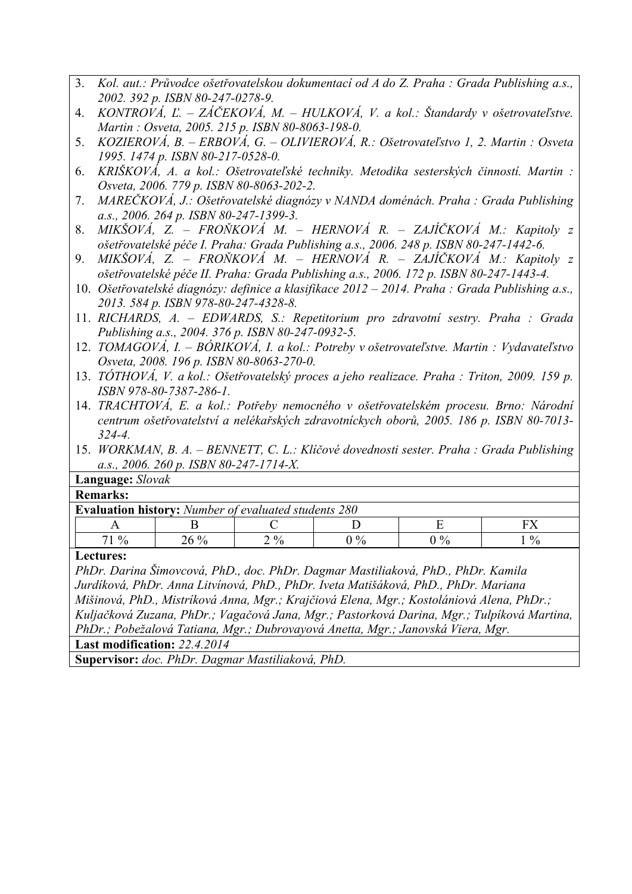3. *Kol. aut.: Průvodce ošetřovatelskou dokumentací od A do Z. Praha : Grada Publishing a.s., 2002. 392 p. ISBN 80-247-0278-9.*
4. *KONTROVÁ, Ľ. – ZÁČEKOVÁ, M. – HULKOVÁ, V. a kol.: Štandardy v ošetrovateľstve. Martin : Osveta, 2005. 215 p. ISBN 80-8063-198-0.*
5. *KOZIEROVÁ, B. – ERBOVÁ, G. – OLIVIEROVÁ, R.: Ošetrovateľstvo 1, 2. Martin : Osveta 1995. 1474 p. ISBN 80-217-0528-0.*
6. *KRIŠKOVÁ, A. a kol.: Ošetrovateľské techniky. Metodika sesterských činností. Martin : Osveta, 2006. 779 p. ISBN 80-8063-202-2.*
7. *MAREČKOVÁ, J.: Ošetřovatelské diagnózy v NANDA doménách. Praha : Grada Publishing a.s., 2006. 264 p. ISBN 80-247-1399-3.*
8. *MIKŠOVÁ, Z. – FROŇKOVÁ M. – HERNOVÁ R. – ZAJÍČKOVÁ M.: Kapitoly z ošetřovatelské péče I. Praha: Grada Publishing a.s., 2006. 248 p. ISBN 80-247-1442-6.*
9. *MIKŠOVÁ, Z. – FROŇKOVÁ M. – HERNOVÁ R. – ZAJÍČKOVÁ M.: Kapitoly z ošetřovatelské péče II. Praha: Grada Publishing a.s., 2006. 172 p. ISBN 80-247-1443-4.*
10. *Ošetřovatelské diagnózy: definice a klasifikace 2012 – 2014. Praha : Grada Publishing a.s., 2013. 584 p. ISBN 978-80-247-4328-8.*
11. *RICHARDS, A. – EDWARDS, S.: Repetitorium pro zdravotní sestry. Praha : Grada Publishing a.s., 2004. 376 p. ISBN 80-247-0932-5.*
12. *TOMAGOVÁ, I. – BÓRIKOVÁ, I. a kol.: Potreby v ošetrovateľstve. Martin : Vydavateľstvo Osveta, 2008. 196 p. ISBN 80-8063-270-0.*
13. *TÓTHOVÁ, V. a kol.: Ošetřovatelský proces a jeho realizace. Praha : Triton, 2009. 159 p. ISBN 978-80-7387-286-1.*
14. *TRACHTOVÁ, E. a kol.: Potřeby nemocného v ošetřovatelském procesu. Brno: Národní centrum ošetřovatelství a nelékařských zdravotníckych oborů, 2005. 186 p. ISBN 80-7013-324-4.*
15. *WORKMAN, B. A. – BENNETT, C. L.: Klíčové dovednosti sester. Praha : Grada Publishing a.s., 2006. 260 p. ISBN 80-247-1714-X.*

**Language:** *Slovak*

**Remarks:**

**Evaluation history:** *Number of evaluated students 280*

| A | B | C | D | E | FX |
|---|---|---|---|---|---|
| 71 % | 26 % | 2 % | 0 % | 0 % | 1 % |

**Lectures:**

*PhDr. Darina Šimovcová, PhD., doc. PhDr. Dagmar Mastiliaková, PhD., PhDr. Kamila Jurdíková, PhDr. Anna Litvínová, PhD., PhDr. Iveta Matišáková, PhD., PhDr. Mariana Mišinová, PhD., Mistríková Anna, Mgr.; Krajčiová Elena, Mgr.; Kostolániová Alena, PhDr.; Kuljačková Zuzana, PhDr.; Vagačová Jana, Mgr.; Pastorková Darina, Mgr.; Tulpíková Martina, PhDr.; Pobežalová Tatiana, Mgr.; Dubrovayová Anetta, Mgr.; Janovská Viera, Mgr.*

**Last modification:** *22.4.2014*

**Supervisor:** *doc. PhDr. Dagmar Mastiliaková, PhD.*